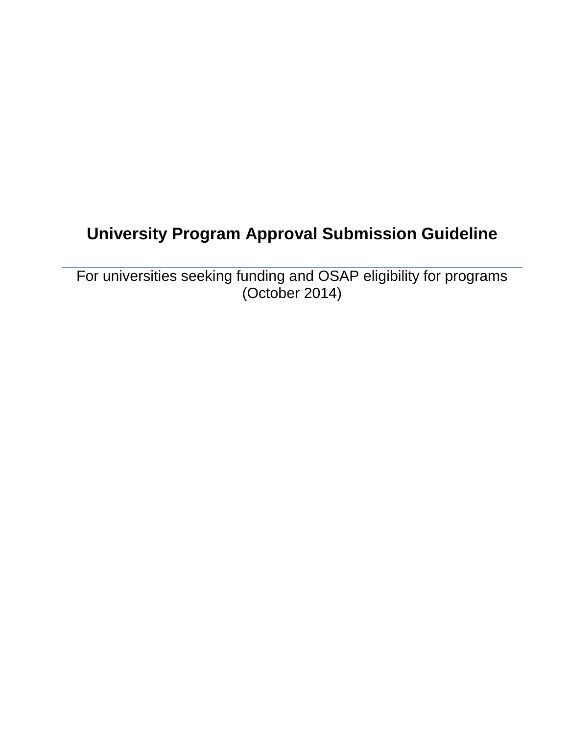# University Program Approval Submission Guideline

For universities seeking funding and OSAP eligibility for programs
(October 2014)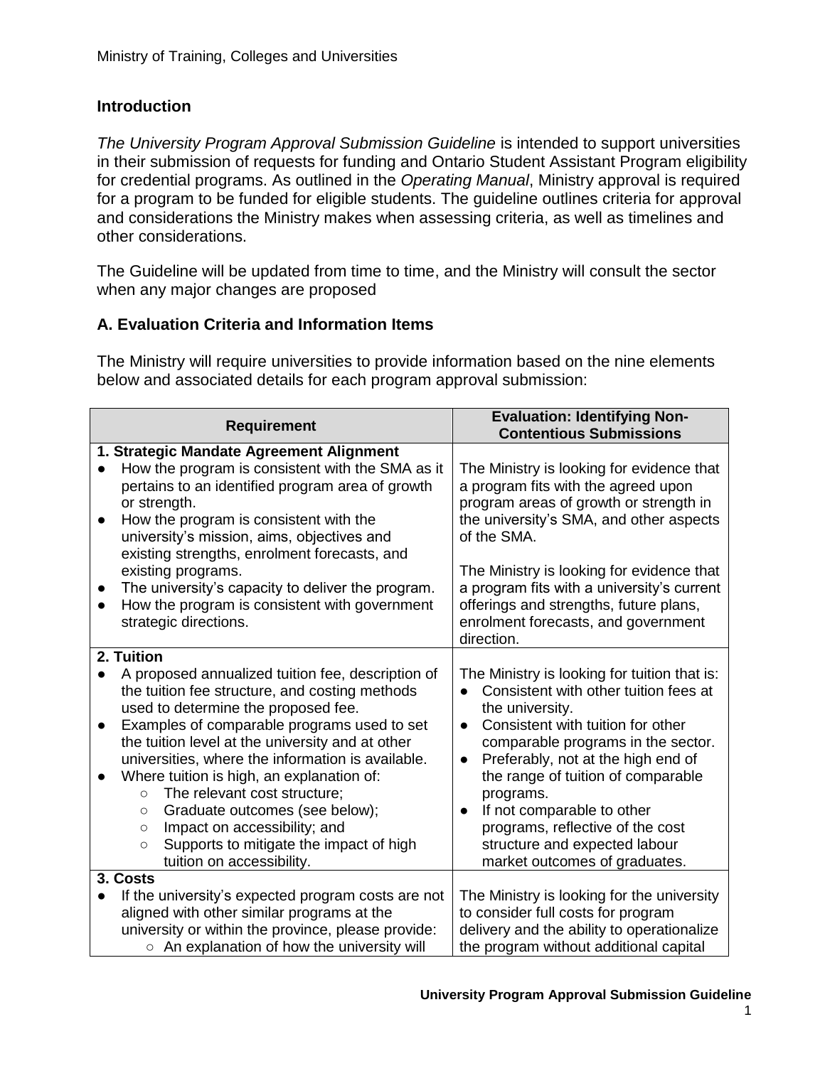## Introduction

*The University Program Approval Submission Guideline* is intended to support universities in their submission of requests for funding and Ontario Student Assistant Program eligibility for credential programs. As outlined in the *Operating Manual*, Ministry approval is required for a program to be funded for eligible students. The guideline outlines criteria for approval and considerations the Ministry makes when assessing criteria, as well as timelines and other considerations.

The Guideline will be updated from time to time, and the Ministry will consult the sector when any major changes are proposed

## A. Evaluation Criteria and Information Items

The Ministry will require universities to provide information based on the nine elements below and associated details for each program approval submission:

| Requirement | Evaluation: Identifying Non-Contentious Submissions |
|---|---|
| **1. Strategic Mandate Agreement Alignment**<br>● How the program is consistent with the SMA as it pertains to an identified program area of growth or strength.<br>● How the program is consistent with the university's mission, aims, objectives and existing strengths, enrolment forecasts, and existing programs.<br>● The university's capacity to deliver the program.<br>● How the program is consistent with government strategic directions. | The Ministry is looking for evidence that a program fits with the agreed upon program areas of growth or strength in the university's SMA, and other aspects of the SMA.<br><br>The Ministry is looking for evidence that a program fits with a university's current offerings and strengths, future plans, enrolment forecasts, and government direction. |
| **2. Tuition**<br>● A proposed annualized tuition fee, description of the tuition fee structure, and costing methods used to determine the proposed fee.<br>● Examples of comparable programs used to set the tuition level at the university and at other universities, where the information is available.<br>● Where tuition is high, an explanation of:<br>○ The relevant cost structure;<br>○ Graduate outcomes (see below);<br>○ Impact on accessibility; and<br>○ Supports to mitigate the impact of high tuition on accessibility. | The Ministry is looking for tuition that is:<br>● Consistent with other tuition fees at the university.<br>● Consistent with tuition for other comparable programs in the sector.<br>● Preferably, not at the high end of the range of tuition of comparable programs.<br>● If not comparable to other programs, reflective of the cost structure and expected labour market outcomes of graduates. |
| **3. Costs**<br>● If the university's expected program costs are not aligned with other similar programs at the university or within the province, please provide:<br>○ An explanation of how the university will | The Ministry is looking for the university to consider full costs for program delivery and the ability to operationalize the program without additional capital |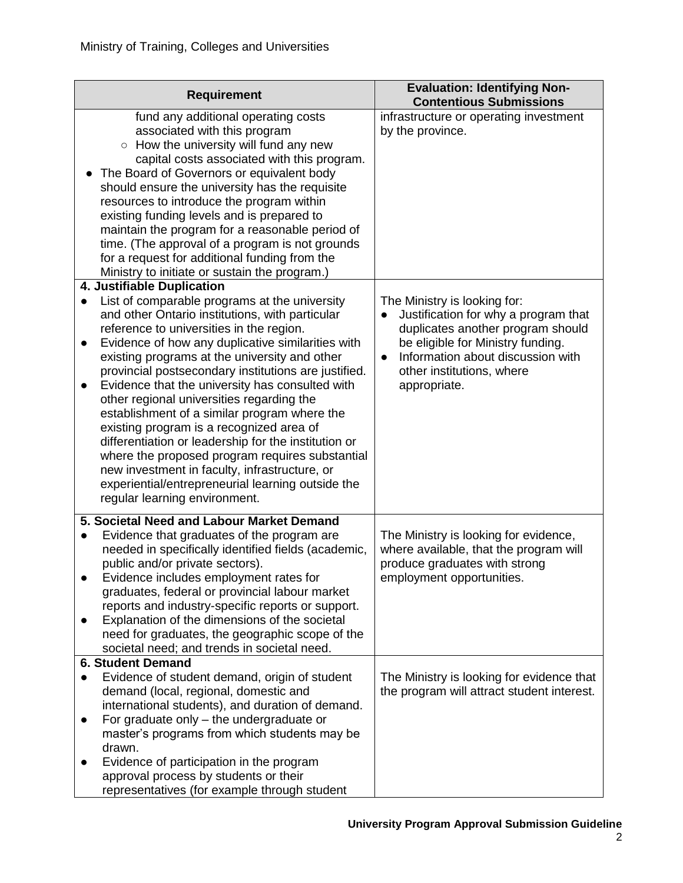| Requirement | Evaluation: Identifying Non-Contentious Submissions |
|---|---|
| fund any additional operating costs associated with this program<br>○ How the university will fund any new capital costs associated with this program.<br>● The Board of Governors or equivalent body should ensure the university has the requisite resources to introduce the program within existing funding levels and is prepared to maintain the program for a reasonable period of time. (The approval of a program is not grounds for a request for additional funding from the Ministry to initiate or sustain the program.) | infrastructure or operating investment by the province. |
| **4. Justifiable Duplication**<br>● List of comparable programs at the university and other Ontario institutions, with particular reference to universities in the region.<br>● Evidence of how any duplicative similarities with existing programs at the university and other provincial postsecondary institutions are justified.<br>● Evidence that the university has consulted with other regional universities regarding the establishment of a similar program where the existing program is a recognized area of differentiation or leadership for the institution or where the proposed program requires substantial new investment in faculty, infrastructure, or experiential/entrepreneurial learning outside the regular learning environment. | The Ministry is looking for:<br>● Justification for why a program that duplicates another program should be eligible for Ministry funding.<br>● Information about discussion with other institutions, where appropriate. |
| **5. Societal Need and Labour Market Demand**<br>● Evidence that graduates of the program are needed in specifically identified fields (academic, public and/or private sectors).<br>● Evidence includes employment rates for graduates, federal or provincial labour market reports and industry-specific reports or support.<br>● Explanation of the dimensions of the societal need for graduates, the geographic scope of the societal need; and trends in societal need. | The Ministry is looking for evidence, where available, that the program will produce graduates with strong employment opportunities. |
| **6. Student Demand**<br>● Evidence of student demand, origin of student demand (local, regional, domestic and international students), and duration of demand.<br>● For graduate only – the undergraduate or master's programs from which students may be drawn.<br>● Evidence of participation in the program approval process by students or their representatives (for example through student | The Ministry is looking for evidence that the program will attract student interest. |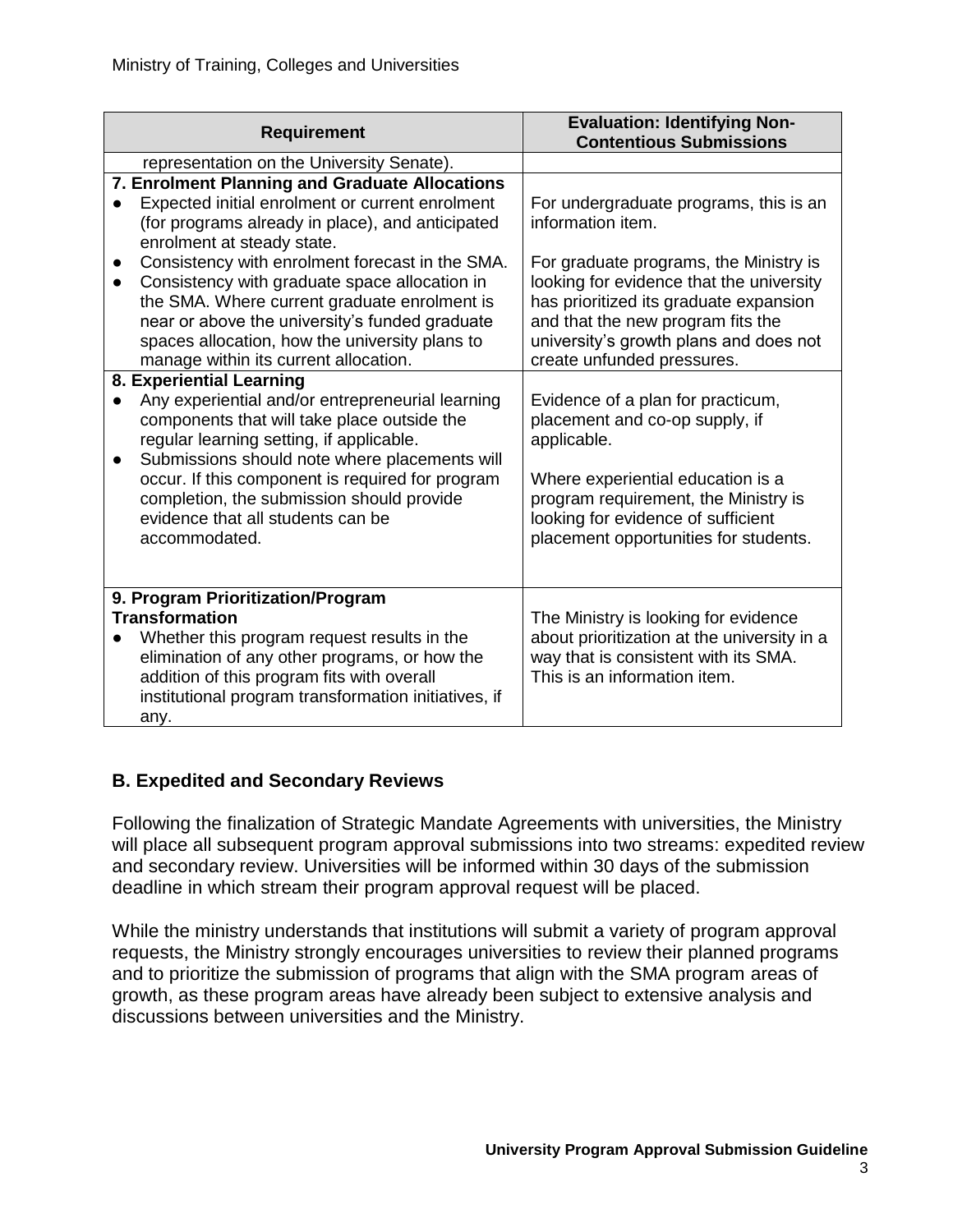| Requirement | Evaluation: Identifying Non-Contentious Submissions |
| --- | --- |
| representation on the University Senate). | |
| **7. Enrolment Planning and Graduate Allocations**<br>● Expected initial enrolment or current enrolment (for programs already in place), and anticipated enrolment at steady state.<br>● Consistency with enrolment forecast in the SMA.<br>● Consistency with graduate space allocation in the SMA. Where current graduate enrolment is near or above the university's funded graduate spaces allocation, how the university plans to manage within its current allocation. | For undergraduate programs, this is an information item.<br><br>For graduate programs, the Ministry is looking for evidence that the university has prioritized its graduate expansion and that the new program fits the university's growth plans and does not create unfunded pressures. |
| **8. Experiential Learning**<br>● Any experiential and/or entrepreneurial learning components that will take place outside the regular learning setting, if applicable.<br>● Submissions should note where placements will occur. If this component is required for program completion, the submission should provide evidence that all students can be accommodated. | Evidence of a plan for practicum, placement and co-op supply, if applicable.<br><br>Where experiential education is a program requirement, the Ministry is looking for evidence of sufficient placement opportunities for students. |
| **9. Program Prioritization/Program Transformation**<br>● Whether this program request results in the elimination of any other programs, or how the addition of this program fits with overall institutional program transformation initiatives, if any. | The Ministry is looking for evidence about prioritization at the university in a way that is consistent with its SMA. This is an information item. |

## B. Expedited and Secondary Reviews

Following the finalization of Strategic Mandate Agreements with universities, the Ministry will place all subsequent program approval submissions into two streams: expedited review and secondary review. Universities will be informed within 30 days of the submission deadline in which stream their program approval request will be placed.

While the ministry understands that institutions will submit a variety of program approval requests, the Ministry strongly encourages universities to review their planned programs and to prioritize the submission of programs that align with the SMA program areas of growth, as these program areas have already been subject to extensive analysis and discussions between universities and the Ministry.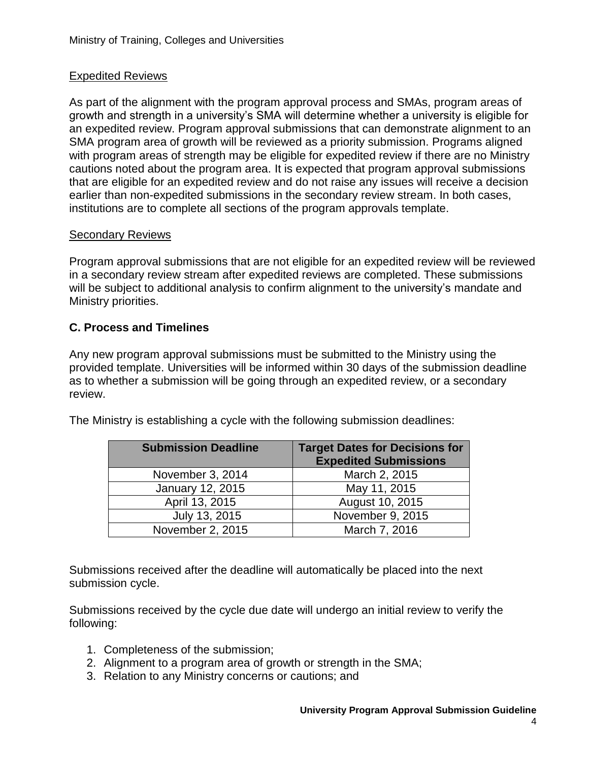Expedited Reviews

As part of the alignment with the program approval process and SMAs, program areas of growth and strength in a university's SMA will determine whether a university is eligible for an expedited review. Program approval submissions that can demonstrate alignment to an SMA program area of growth will be reviewed as a priority submission. Programs aligned with program areas of strength may be eligible for expedited review if there are no Ministry cautions noted about the program area. It is expected that program approval submissions that are eligible for an expedited review and do not raise any issues will receive a decision earlier than non-expedited submissions in the secondary review stream. In both cases, institutions are to complete all sections of the program approvals template.

Secondary Reviews

Program approval submissions that are not eligible for an expedited review will be reviewed in a secondary review stream after expedited reviews are completed. These submissions will be subject to additional analysis to confirm alignment to the university's mandate and Ministry priorities.

## C. Process and Timelines

Any new program approval submissions must be submitted to the Ministry using the provided template. Universities will be informed within 30 days of the submission deadline as to whether a submission will be going through an expedited review, or a secondary review.

The Ministry is establishing a cycle with the following submission deadlines:

| Submission Deadline | Target Dates for Decisions for Expedited Submissions |
|---|---|
| November 3, 2014 | March 2, 2015 |
| January 12, 2015 | May 11, 2015 |
| April 13, 2015 | August 10, 2015 |
| July 13, 2015 | November 9, 2015 |
| November 2, 2015 | March 7, 2016 |

Submissions received after the deadline will automatically be placed into the next submission cycle.

Submissions received by the cycle due date will undergo an initial review to verify the following:

1. Completeness of the submission;
2. Alignment to a program area of growth or strength in the SMA;
3. Relation to any Ministry concerns or cautions; and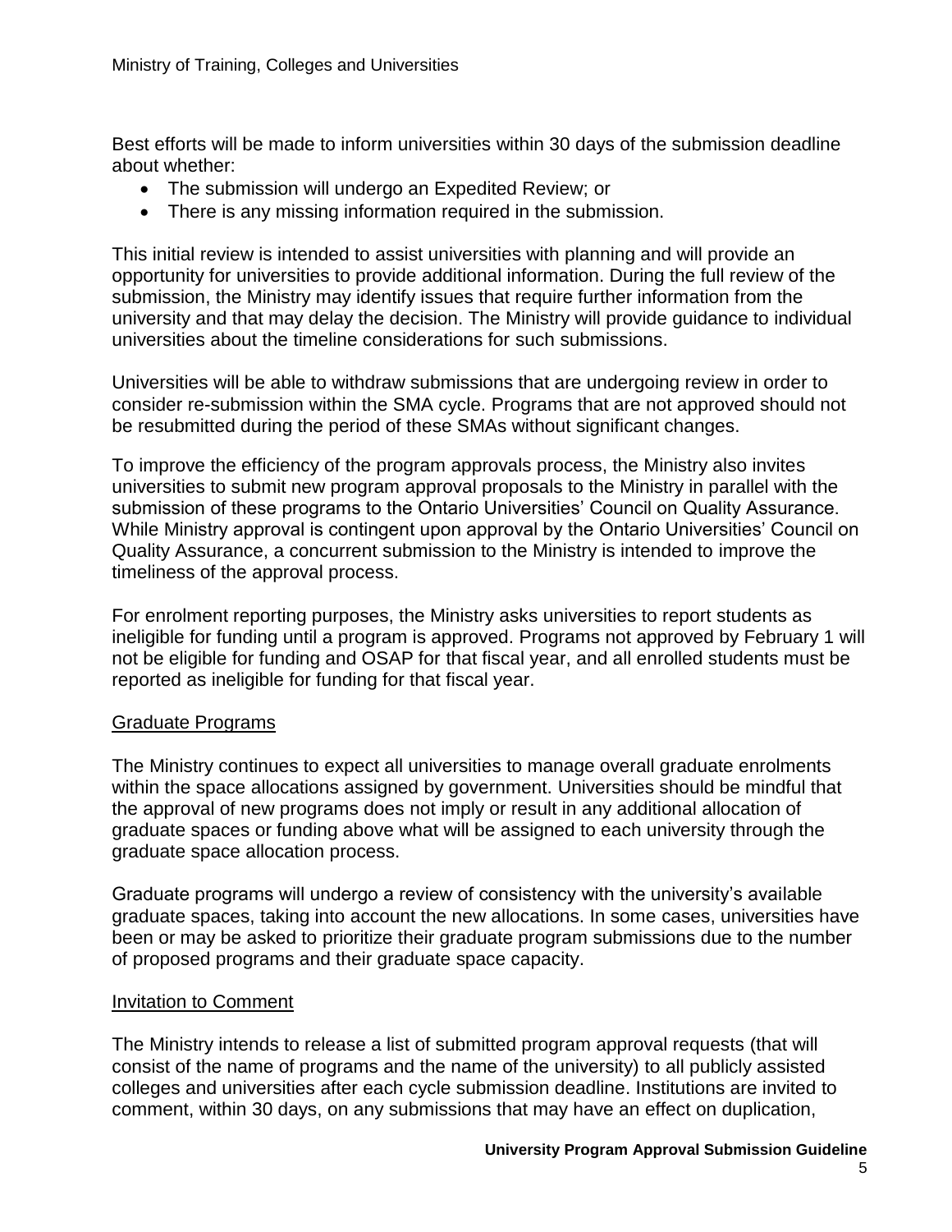Best efforts will be made to inform universities within 30 days of the submission deadline about whether:

- The submission will undergo an Expedited Review; or
- There is any missing information required in the submission.

This initial review is intended to assist universities with planning and will provide an opportunity for universities to provide additional information. During the full review of the submission, the Ministry may identify issues that require further information from the university and that may delay the decision. The Ministry will provide guidance to individual universities about the timeline considerations for such submissions.

Universities will be able to withdraw submissions that are undergoing review in order to consider re-submission within the SMA cycle. Programs that are not approved should not be resubmitted during the period of these SMAs without significant changes.

To improve the efficiency of the program approvals process, the Ministry also invites universities to submit new program approval proposals to the Ministry in parallel with the submission of these programs to the Ontario Universities' Council on Quality Assurance. While Ministry approval is contingent upon approval by the Ontario Universities' Council on Quality Assurance, a concurrent submission to the Ministry is intended to improve the timeliness of the approval process.

For enrolment reporting purposes, the Ministry asks universities to report students as ineligible for funding until a program is approved. Programs not approved by February 1 will not be eligible for funding and OSAP for that fiscal year, and all enrolled students must be reported as ineligible for funding for that fiscal year.

## Graduate Programs

The Ministry continues to expect all universities to manage overall graduate enrolments within the space allocations assigned by government. Universities should be mindful that the approval of new programs does not imply or result in any additional allocation of graduate spaces or funding above what will be assigned to each university through the graduate space allocation process.

Graduate programs will undergo a review of consistency with the university's available graduate spaces, taking into account the new allocations. In some cases, universities have been or may be asked to prioritize their graduate program submissions due to the number of proposed programs and their graduate space capacity.

## Invitation to Comment

The Ministry intends to release a list of submitted program approval requests (that will consist of the name of programs and the name of the university) to all publicly assisted colleges and universities after each cycle submission deadline. Institutions are invited to comment, within 30 days, on any submissions that may have an effect on duplication,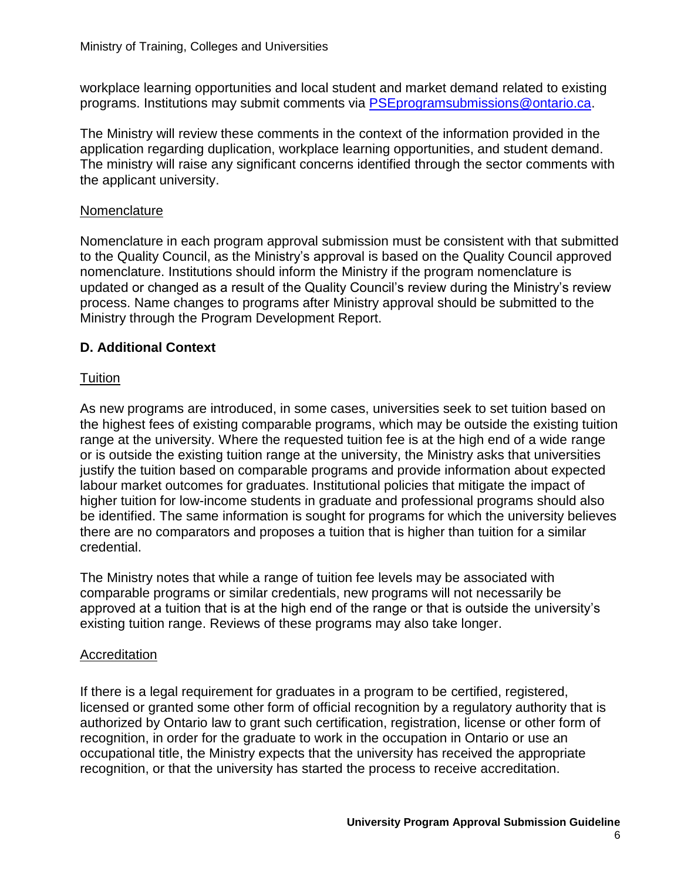workplace learning opportunities and local student and market demand related to existing programs. Institutions may submit comments via [PSEprogramsubmissions@ontario.ca](mailto:PSEprogramsubmissions@ontario.ca).

The Ministry will review these comments in the context of the information provided in the application regarding duplication, workplace learning opportunities, and student demand. The ministry will raise any significant concerns identified through the sector comments with the applicant university.

### Nomenclature

Nomenclature in each program approval submission must be consistent with that submitted to the Quality Council, as the Ministry's approval is based on the Quality Council approved nomenclature. Institutions should inform the Ministry if the program nomenclature is updated or changed as a result of the Quality Council's review during the Ministry's review process. Name changes to programs after Ministry approval should be submitted to the Ministry through the Program Development Report.

## D. Additional Context

### Tuition

As new programs are introduced, in some cases, universities seek to set tuition based on the highest fees of existing comparable programs, which may be outside the existing tuition range at the university. Where the requested tuition fee is at the high end of a wide range or is outside the existing tuition range at the university, the Ministry asks that universities justify the tuition based on comparable programs and provide information about expected labour market outcomes for graduates. Institutional policies that mitigate the impact of higher tuition for low-income students in graduate and professional programs should also be identified. The same information is sought for programs for which the university believes there are no comparators and proposes a tuition that is higher than tuition for a similar credential.

The Ministry notes that while a range of tuition fee levels may be associated with comparable programs or similar credentials, new programs will not necessarily be approved at a tuition that is at the high end of the range or that is outside the university's existing tuition range. Reviews of these programs may also take longer.

### Accreditation

If there is a legal requirement for graduates in a program to be certified, registered, licensed or granted some other form of official recognition by a regulatory authority that is authorized by Ontario law to grant such certification, registration, license or other form of recognition, in order for the graduate to work in the occupation in Ontario or use an occupational title, the Ministry expects that the university has received the appropriate recognition, or that the university has started the process to receive accreditation.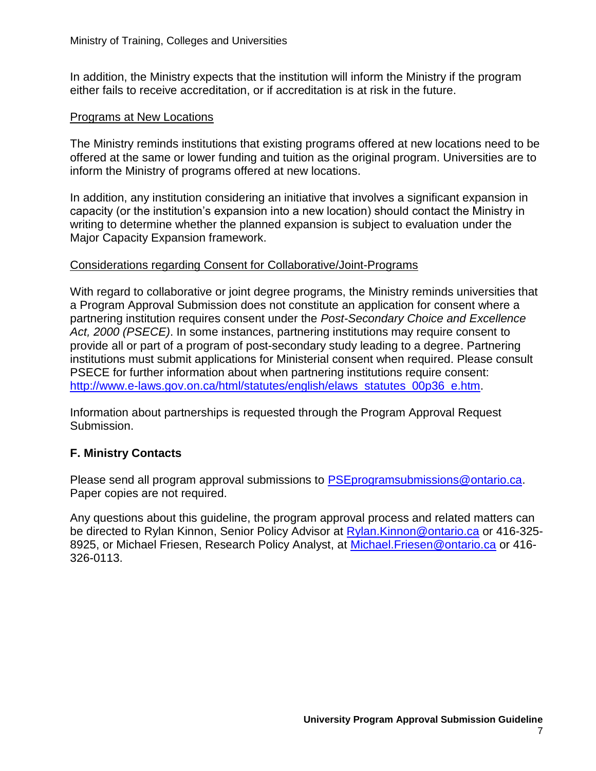In addition, the Ministry expects that the institution will inform the Ministry if the program either fails to receive accreditation, or if accreditation is at risk in the future.

Programs at New Locations

The Ministry reminds institutions that existing programs offered at new locations need to be offered at the same or lower funding and tuition as the original program. Universities are to inform the Ministry of programs offered at new locations.

In addition, any institution considering an initiative that involves a significant expansion in capacity (or the institution's expansion into a new location) should contact the Ministry in writing to determine whether the planned expansion is subject to evaluation under the Major Capacity Expansion framework.

Considerations regarding Consent for Collaborative/Joint-Programs

With regard to collaborative or joint degree programs, the Ministry reminds universities that a Program Approval Submission does not constitute an application for consent where a partnering institution requires consent under the *Post-Secondary Choice and Excellence Act, 2000 (PSECE)*. In some instances, partnering institutions may require consent to provide all or part of a program of post-secondary study leading to a degree. Partnering institutions must submit applications for Ministerial consent when required. Please consult PSECE for further information about when partnering institutions require consent: http://www.e-laws.gov.on.ca/html/statutes/english/elaws_statutes_00p36_e.htm.

Information about partnerships is requested through the Program Approval Request Submission.

## F. Ministry Contacts

Please send all program approval submissions to PSEprogramsubmissions@ontario.ca. Paper copies are not required.

Any questions about this guideline, the program approval process and related matters can be directed to Rylan Kinnon, Senior Policy Advisor at Rylan.Kinnon@ontario.ca or 416-325-8925, or Michael Friesen, Research Policy Analyst, at Michael.Friesen@ontario.ca or 416-326-0113.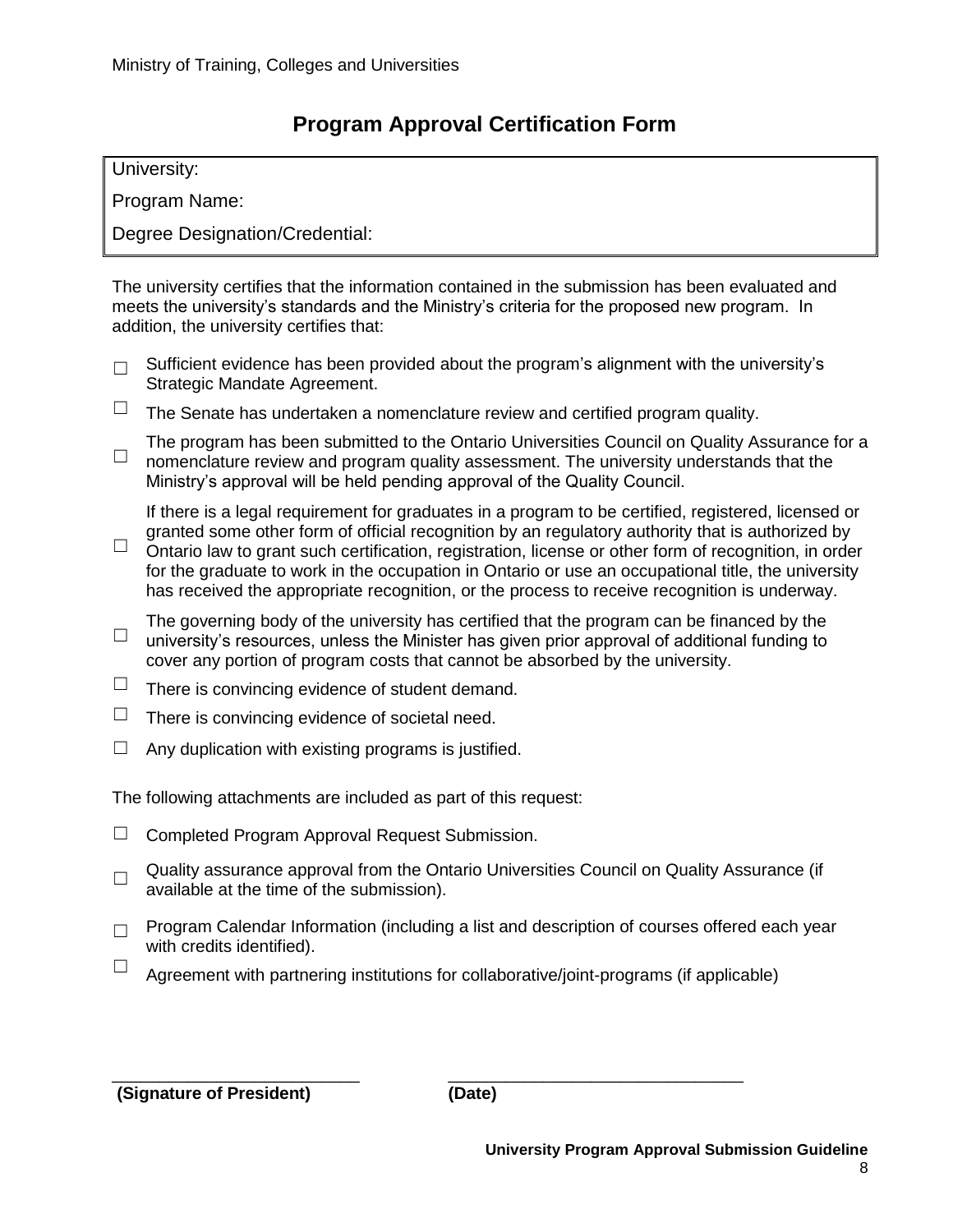Ministry of Training, Colleges and Universities

# Program Approval Certification Form

| University: |
|---|
| Program Name: |
| Degree Designation/Credential: |

The university certifies that the information contained in the submission has been evaluated and meets the university's standards and the Ministry's criteria for the proposed new program. In addition, the university certifies that:

- ☐ Sufficient evidence has been provided about the program's alignment with the university's Strategic Mandate Agreement.
- ☐ The Senate has undertaken a nomenclature review and certified program quality.
- ☐ The program has been submitted to the Ontario Universities Council on Quality Assurance for a nomenclature review and program quality assessment. The university understands that the Ministry's approval will be held pending approval of the Quality Council.
- ☐ If there is a legal requirement for graduates in a program to be certified, registered, licensed or granted some other form of official recognition by an regulatory authority that is authorized by Ontario law to grant such certification, registration, license or other form of recognition, in order for the graduate to work in the occupation in Ontario or use an occupational title, the university has received the appropriate recognition, or the process to receive recognition is underway.
- ☐ The governing body of the university has certified that the program can be financed by the university's resources, unless the Minister has given prior approval of additional funding to cover any portion of program costs that cannot be absorbed by the university.
- ☐ There is convincing evidence of student demand.
- ☐ There is convincing evidence of societal need.
- ☐ Any duplication with existing programs is justified.

The following attachments are included as part of this request:

- ☐ Completed Program Approval Request Submission.
- ☐ Quality assurance approval from the Ontario Universities Council on Quality Assurance (if available at the time of the submission).
- ☐ Program Calendar Information (including a list and description of courses offered each year with credits identified).
- ☐ Agreement with partnering institutions for collaborative/joint-programs (if applicable)

\_\_\_\_\_\_\_\_\_\_\_\_\_\_\_\_\_\_\_\_\_\_\_\_\_\_ \_\_\_\_\_\_\_\_\_\_\_\_\_\_\_\_\_\_\_\_\_\_\_\_\_\_\_\_\_\_\_

**(Signature of President)** **(Date)**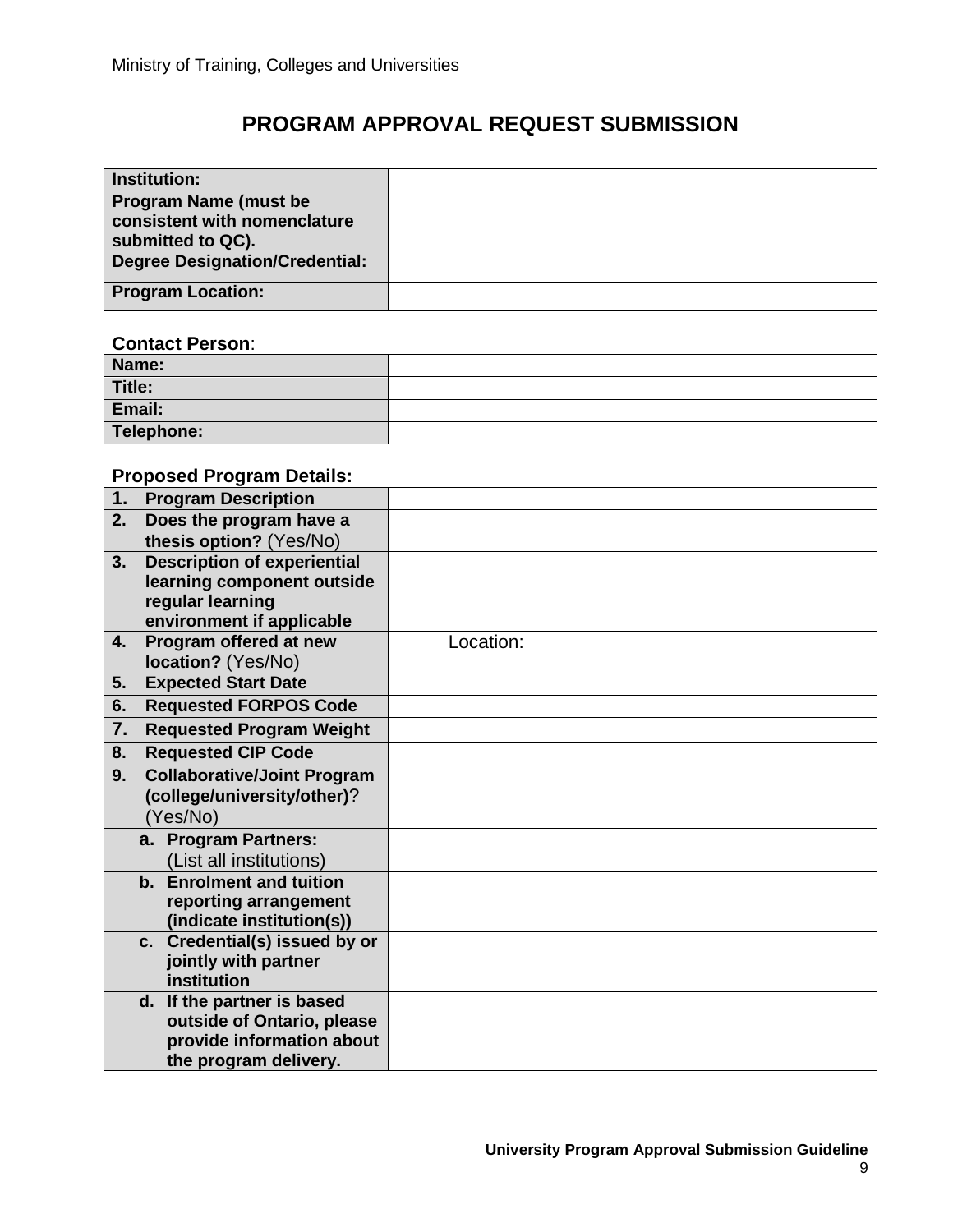# PROGRAM APPROVAL REQUEST SUBMISSION

| | |
|---|---|
| **Institution:** | |
| **Program Name (must be consistent with nomenclature submitted to QC).** | |
| **Degree Designation/Credential:** | |
| **Program Location:** | |

**Contact Person**:

| | |
|---|---|
| **Name:** | |
| **Title:** | |
| **Email:** | |
| **Telephone:** | |

**Proposed Program Details:**

| | |
|---|---|
| **1. Program Description** | |
| **2. Does the program have a thesis option?** (Yes/No) | |
| **3. Description of experiential learning component outside regular learning environment if applicable** | |
| **4. Program offered at new location?** (Yes/No) | Location: |
| **5. Expected Start Date** | |
| **6. Requested FORPOS Code** | |
| **7. Requested Program Weight** | |
| **8. Requested CIP Code** | |
| **9. Collaborative/Joint Program (college/university/other)**? (Yes/No) | |
| **a. Program Partners:** (List all institutions) | |
| **b. Enrolment and tuition reporting arrangement (indicate institution(s))** | |
| **c. Credential(s) issued by or jointly with partner institution** | |
| **d. If the partner is based outside of Ontario, please provide information about the program delivery.** | |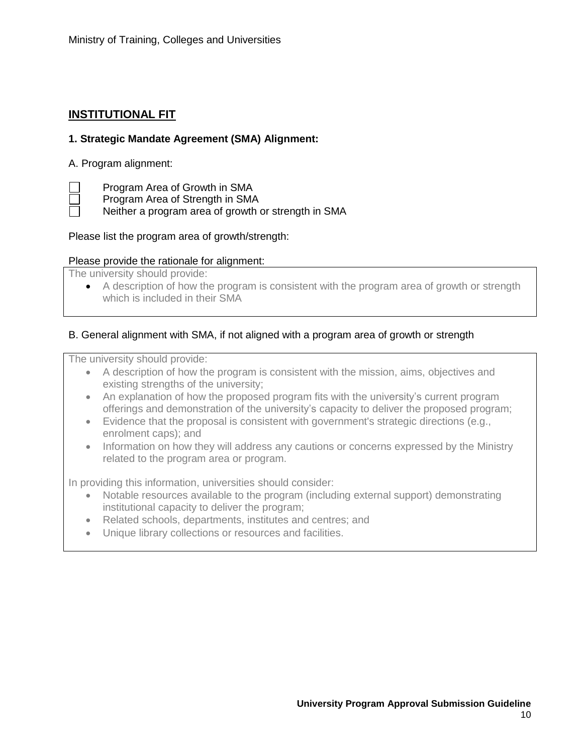## INSTITUTIONAL FIT

**1. Strategic Mandate Agreement (SMA) Alignment:**

A. Program alignment:

- ☐ Program Area of Growth in SMA
- ☐ Program Area of Strength in SMA
- ☐ Neither a program area of growth or strength in SMA

Please list the program area of growth/strength:

Please provide the rationale for alignment:

| The university should provide:<br>• A description of how the program is consistent with the program area of growth or strength which is included in their SMA |
|---|

B. General alignment with SMA, if not aligned with a program area of growth or strength

| The university should provide:<br>• A description of how the program is consistent with the mission, aims, objectives and existing strengths of the university;<br>• An explanation of how the proposed program fits with the university's current program offerings and demonstration of the university's capacity to deliver the proposed program;<br>• Evidence that the proposal is consistent with government's strategic directions (e.g., enrolment caps); and<br>• Information on how they will address any cautions or concerns expressed by the Ministry related to the program area or program.<br><br>In providing this information, universities should consider:<br>• Notable resources available to the program (including external support) demonstrating institutional capacity to deliver the program;<br>• Related schools, departments, institutes and centres; and<br>• Unique library collections or resources and facilities. |
|---|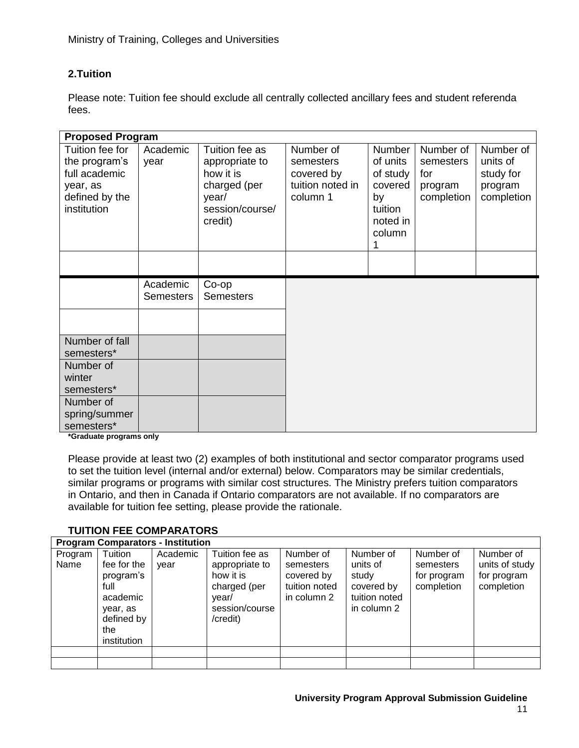Ministry of Training, Colleges and Universities

## 2.Tuition

Please note: Tuition fee should exclude all centrally collected ancillary fees and student referenda fees.

| **Proposed Program** | | | | | | |
|---|---|---|---|---|---|---|
| Tuition fee for the program's full academic year, as defined by the institution | Academic year | Tuition fee as appropriate to how it is charged (per year/ session/course/ credit) | Number of semesters covered by tuition noted in column 1 | Number of units of study covered by tuition noted in column 1 | Number of semesters for program completion | Number of units of study for program completion |
| | | | | | | |
| | Academic Semesters | Co-op Semesters | | | | |
| | | | | | | |
| Number of fall semesters* | | | | | | |
| Number of winter semesters* | | | | | | |
| Number of spring/summer semesters* | | | | | | |

**\*Graduate programs only**

Please provide at least two (2) examples of both institutional and sector comparator programs used to set the tuition level (internal and/or external) below. Comparators may be similar credentials, similar programs or programs with similar cost structures. The Ministry prefers tuition comparators in Ontario, and then in Canada if Ontario comparators are not available. If no comparators are available for tuition fee setting, please provide the rationale.

### TUITION FEE COMPARATORS

| **Program Comparators - Institution** | | | | | | | |
|---|---|---|---|---|---|---|---|
| Program Name | Tuition fee for the program's full academic year, as defined by the institution | Academic year | Tuition fee as appropriate to how it is charged (per year/ session/course /credit) | Number of semesters covered by tuition noted in column 2 | Number of units of study covered by tuition noted in column 2 | Number of semesters for program completion | Number of units of study for program completion |
| | | | | | | | |
| | | | | | | | |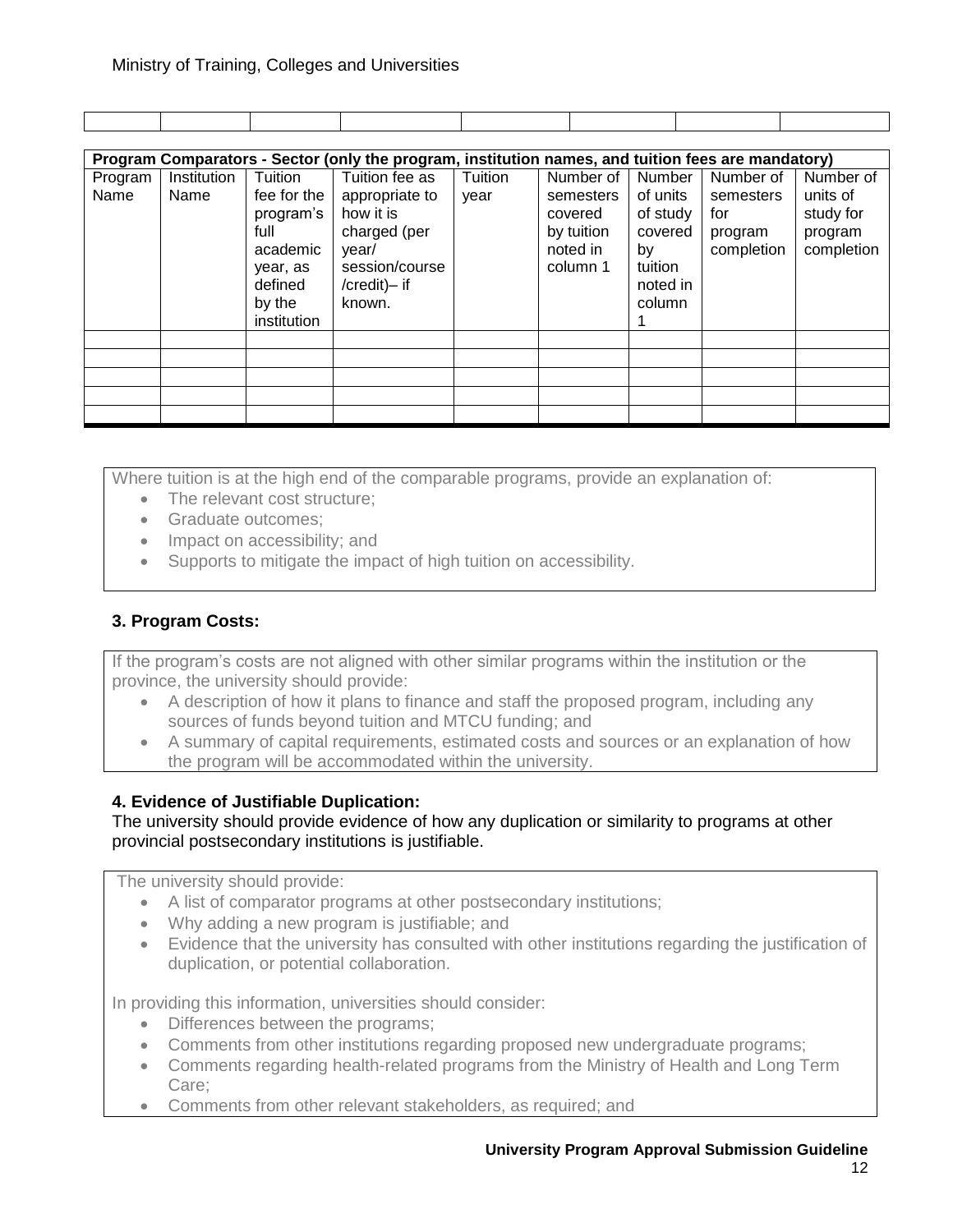| | | | | | | | | |
|---|---|---|---|---|---|---|---|---|

| Program Comparators - Sector (only the program, institution names, and tuition fees are mandatory) | | | | | | | | |
|---|---|---|---|---|---|---|---|---|
| Program Name | Institution Name | Tuition fee for the program's full academic year, as defined by the institution | Tuition fee as appropriate to how it is charged (per year/ session/course /credit)– if known. | Tuition year | Number of semesters covered by tuition noted in column 1 | Number of units of study covered by tuition noted in column 1 | Number of semesters for program completion | Number of units of study for program completion |
| | | | | | | | | |
| | | | | | | | | |
| | | | | | | | | |
| | | | | | | | | |
| | | | | | | | | |

Where tuition is at the high end of the comparable programs, provide an explanation of:

- The relevant cost structure;
- Graduate outcomes;
- Impact on accessibility; and
- Supports to mitigate the impact of high tuition on accessibility.

### 3. Program Costs:

If the program's costs are not aligned with other similar programs within the institution or the province, the university should provide:

- A description of how it plans to finance and staff the proposed program, including any sources of funds beyond tuition and MTCU funding; and
- A summary of capital requirements, estimated costs and sources or an explanation of how the program will be accommodated within the university.

### 4. Evidence of Justifiable Duplication:

The university should provide evidence of how any duplication or similarity to programs at other provincial postsecondary institutions is justifiable.

The university should provide:

- A list of comparator programs at other postsecondary institutions;
- Why adding a new program is justifiable; and
- Evidence that the university has consulted with other institutions regarding the justification of duplication, or potential collaboration.

In providing this information, universities should consider:

- Differences between the programs;
- Comments from other institutions regarding proposed new undergraduate programs;
- Comments regarding health-related programs from the Ministry of Health and Long Term Care;
- Comments from other relevant stakeholders, as required; and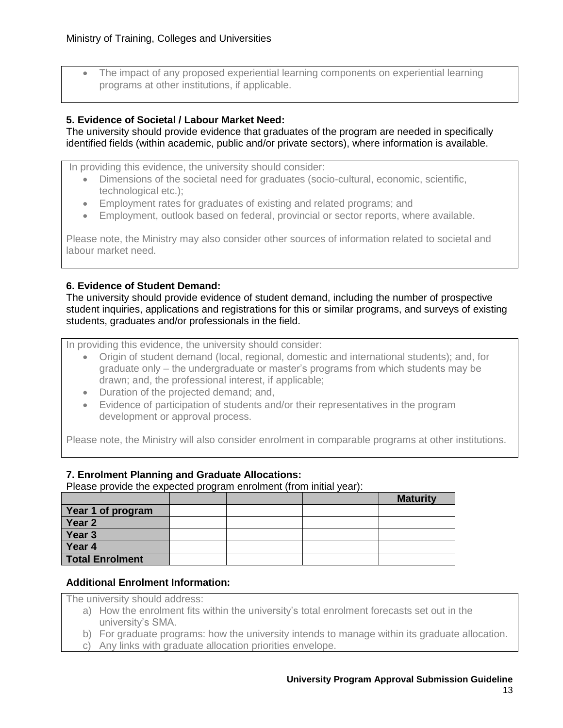- The impact of any proposed experiential learning components on experiential learning programs at other institutions, if applicable.

**5. Evidence of Societal / Labour Market Need:**
The university should provide evidence that graduates of the program are needed in specifically identified fields (within academic, public and/or private sectors), where information is available.

In providing this evidence, the university should consider:

- Dimensions of the societal need for graduates (socio-cultural, economic, scientific, technological etc.);
- Employment rates for graduates of existing and related programs; and
- Employment, outlook based on federal, provincial or sector reports, where available.

Please note, the Ministry may also consider other sources of information related to societal and labour market need.

**6. Evidence of Student Demand:**
The university should provide evidence of student demand, including the number of prospective student inquiries, applications and registrations for this or similar programs, and surveys of existing students, graduates and/or professionals in the field.

In providing this evidence, the university should consider:

- Origin of student demand (local, regional, domestic and international students); and, for graduate only – the undergraduate or master's programs from which students may be drawn; and, the professional interest, if applicable;
- Duration of the projected demand; and,
- Evidence of participation of students and/or their representatives in the program development or approval process.

Please note, the Ministry will also consider enrolment in comparable programs at other institutions.

**7. Enrolment Planning and Graduate Allocations:**
Please provide the expected program enrolment (from initial year):

| | | | | **Maturity** |
|---|---|---|---|---|
| **Year 1 of program** | | | | |
| **Year 2** | | | | |
| **Year 3** | | | | |
| **Year 4** | | | | |
| **Total Enrolment** | | | | |

**Additional Enrolment Information:**

The university should address:

a) How the enrolment fits within the university's total enrolment forecasts set out in the university's SMA.
b) For graduate programs: how the university intends to manage within its graduate allocation.
c) Any links with graduate allocation priorities envelope.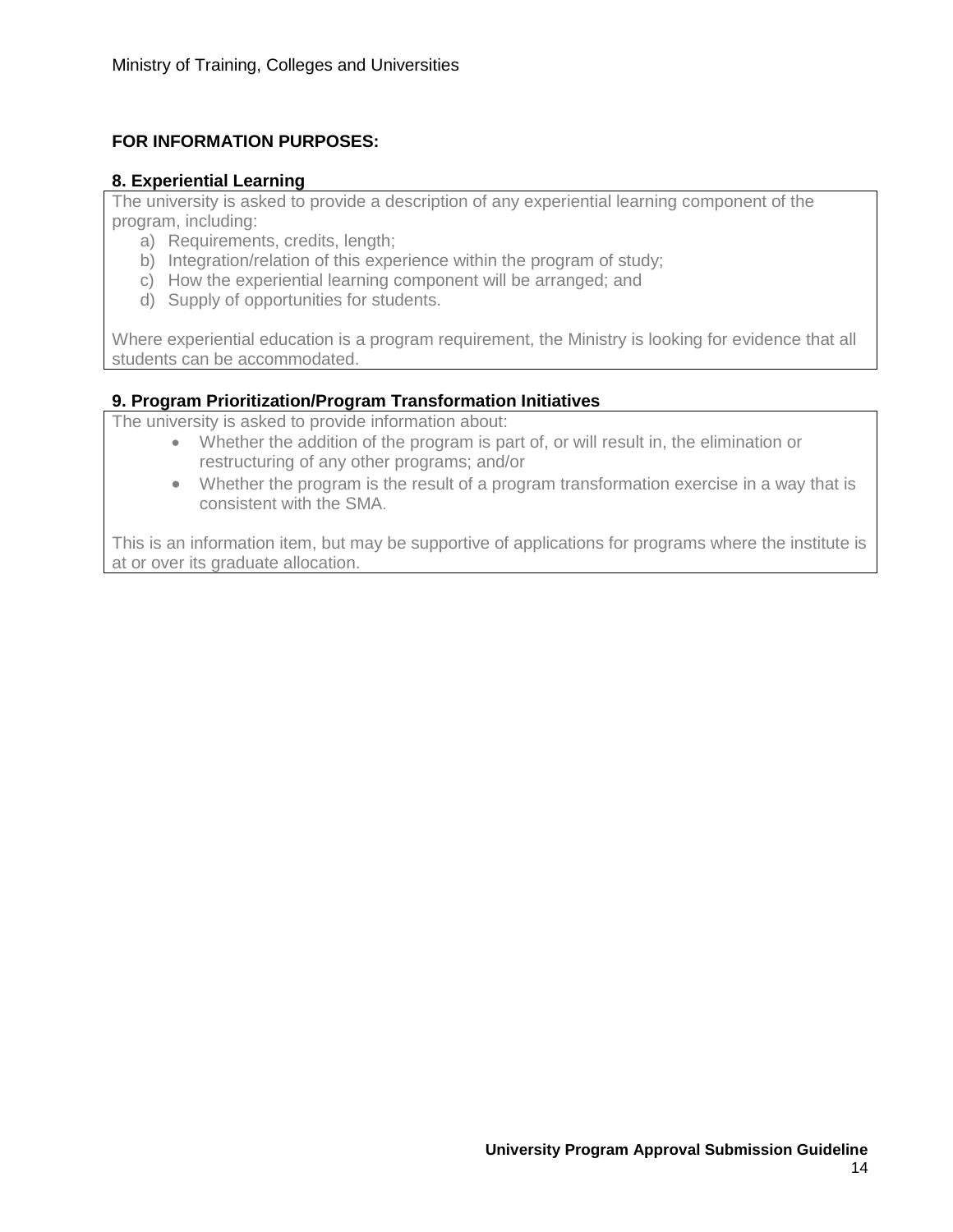**FOR INFORMATION PURPOSES:**

**8. Experiential Learning**

The university is asked to provide a description of any experiential learning component of the program, including:

a) Requirements, credits, length;
b) Integration/relation of this experience within the program of study;
c) How the experiential learning component will be arranged; and
d) Supply of opportunities for students.

Where experiential education is a program requirement, the Ministry is looking for evidence that all students can be accommodated.

**9. Program Prioritization/Program Transformation Initiatives**

The university is asked to provide information about:

- Whether the addition of the program is part of, or will result in, the elimination or restructuring of any other programs; and/or
- Whether the program is the result of a program transformation exercise in a way that is consistent with the SMA.

This is an information item, but may be supportive of applications for programs where the institute is at or over its graduate allocation.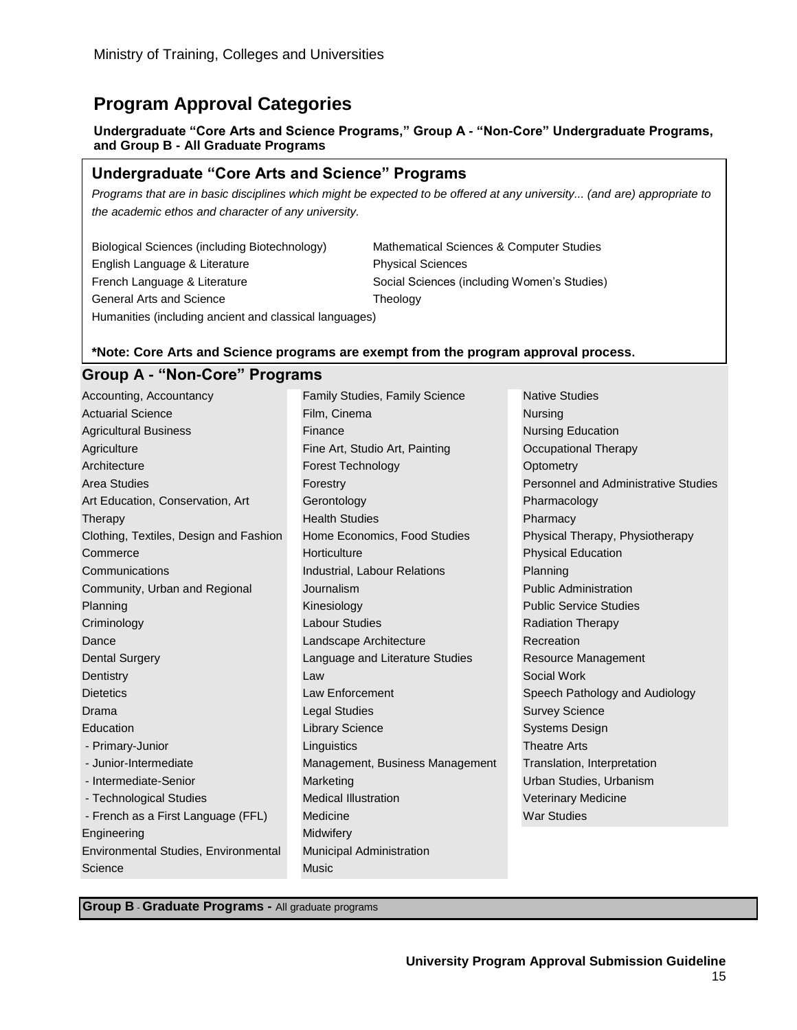# Program Approval Categories

**Undergraduate "Core Arts and Science Programs," Group A - "Non-Core" Undergraduate Programs, and Group B - All Graduate Programs**

## Undergraduate "Core Arts and Science" Programs

*Programs that are in basic disciplines which might be expected to be offered at any university... (and are) appropriate to the academic ethos and character of any university.*

- Biological Sciences (including Biotechnology)
- English Language & Literature
- French Language & Literature
- General Arts and Science
- Humanities (including ancient and classical languages)
- Mathematical Sciences & Computer Studies
- Physical Sciences
- Social Sciences (including Women's Studies)
- Theology

**\*Note: Core Arts and Science programs are exempt from the program approval process.**

## Group A - "Non-Core" Programs

- Accounting, Accountancy
- Actuarial Science
- Agricultural Business
- Agriculture
- Architecture
- Area Studies
- Art Education, Conservation, Art Therapy
- Clothing, Textiles, Design and Fashion
- Commerce
- Communications
- Community, Urban and Regional Planning
- Criminology
- Dance
- Dental Surgery
- Dentistry
- Dietetics
- Drama
- Education
  - Primary-Junior
  - Junior-Intermediate
  - Intermediate-Senior
  - Technological Studies
  - French as a First Language (FFL)
- Engineering
- Environmental Studies, Environmental Science
- Family Studies, Family Science
- Film, Cinema
- Finance
- Fine Art, Studio Art, Painting
- Forest Technology
- Forestry
- Gerontology
- Health Studies
- Home Economics, Food Studies
- Horticulture
- Industrial, Labour Relations
- Journalism
- Kinesiology
- Labour Studies
- Landscape Architecture
- Language and Literature Studies
- Law
- Law Enforcement
- Legal Studies
- Library Science
- Linguistics
- Management, Business Management
- Marketing
- Medical Illustration
- Medicine
- Midwifery
- Municipal Administration
- Music
- Native Studies
- Nursing
- Nursing Education
- Occupational Therapy
- Optometry
- Personnel and Administrative Studies
- Pharmacology
- Pharmacy
- Physical Therapy, Physiotherapy
- Physical Education
- Planning
- Public Administration
- Public Service Studies
- Radiation Therapy
- Recreation
- Resource Management
- Social Work
- Speech Pathology and Audiology
- Survey Science
- Systems Design
- Theatre Arts
- Translation, Interpretation
- Urban Studies, Urbanism
- Veterinary Medicine
- War Studies

## Group B - Graduate Programs - All graduate programs